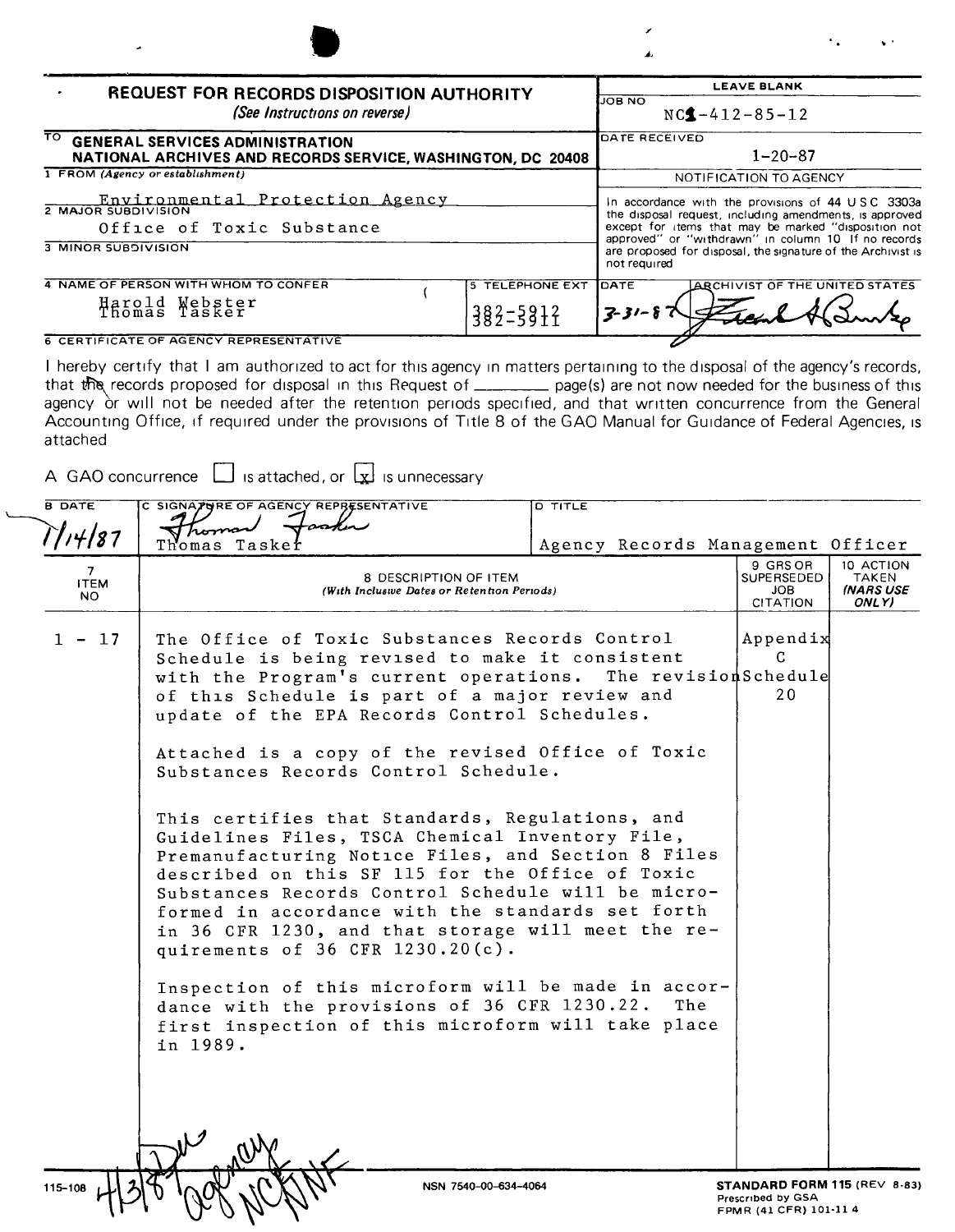# REQUEST FOR RECORDS DISPOSITION AUTHORITY

*(See Instructions on reverse)*

| | LEAVE BLANK |
|---|---|
| TO **GENERAL SERVICES ADMINISTRATION NATIONAL ARCHIVES AND RECORDS SERVICE, WASHINGTON, DC 20408** | JOB NO NC1-412-85-12 |
| 1 FROM *(Agency or establishment)* Environmental Protection Agency | DATE RECEIVED 1-20-87 |
| 2 MAJOR SUBDIVISION Office of Toxic Substance | NOTIFICATION TO AGENCY |
| 3 MINOR SUBDIVISION | In accordance with the provisions of 44 USC 3303a the disposal request, including amendments, is approved except for items that may be marked "disposition not approved" or "withdrawn" in column 10 If no records are proposed for disposal, the signature of the Archivist is not required |
| 4 NAME OF PERSON WITH WHOM TO CONFER: Harold Webster, Thomas Tasker — 5 TELEPHONE EXT: 382-5912, 382-5911 | DATE 3-31-87 — ARCHIVIST OF THE UNITED STATES [signature] |

6 CERTIFICATE OF AGENCY REPRESENTATIVE

I hereby certify that I am authorized to act for this agency in matters pertaining to the disposal of the agency's records, that the records proposed for disposal in this Request of ________ page(s) are not now needed for the business of this agency or will not be needed after the retention periods specified, and that written concurrence from the General Accounting Office, if required under the provisions of Title 8 of the GAO Manual for Guidance of Federal Agencies, is attached

A GAO concurrence ☐ is attached, or ☒ is unnecessary

| B DATE | C SIGNATURE OF AGENCY REPRESENTATIVE | D TITLE |
|---|---|---|
| 1/14/87 | Thomas Tasker | Agency Records Management Officer |

| 7 ITEM NO | 8 DESCRIPTION OF ITEM *(With Inclusive Dates or Retention Periods)* | 9 GRS OR SUPERSEDED JOB CITATION | 10 ACTION TAKEN *(NARS USE ONLY)* |
|---|---|---|---|
| 1 - 17 | The Office of Toxic Substances Records Control Schedule is being revised to make it consistent with the Program's current operations. The revision of this Schedule is part of a major review and update of the EPA Records Control Schedules.<br><br>Attached is a copy of the revised Office of Toxic Substances Records Control Schedule.<br><br>This certifies that Standards, Regulations, and Guidelines Files, TSCA Chemical Inventory File, Premanufacturing Notice Files, and Section 8 Files described on this SF 115 for the Office of Toxic Substances Records Control Schedule will be microformed in accordance with the standards set forth in 36 CFR 1230, and that storage will meet the requirements of 36 CFR 1230.20(c).<br><br>Inspection of this microform will be made in accordance with the provisions of 36 CFR 1230.22. The first inspection of this microform will take place in 1989. | Appendix C Schedule 20 | |

4/3/87 agency NC NNF

115-108 NSN 7540-00-634-4064 **STANDARD FORM 115** (REV 8-83) Prescribed by GSA FPMR (41 CFR) 101-11 4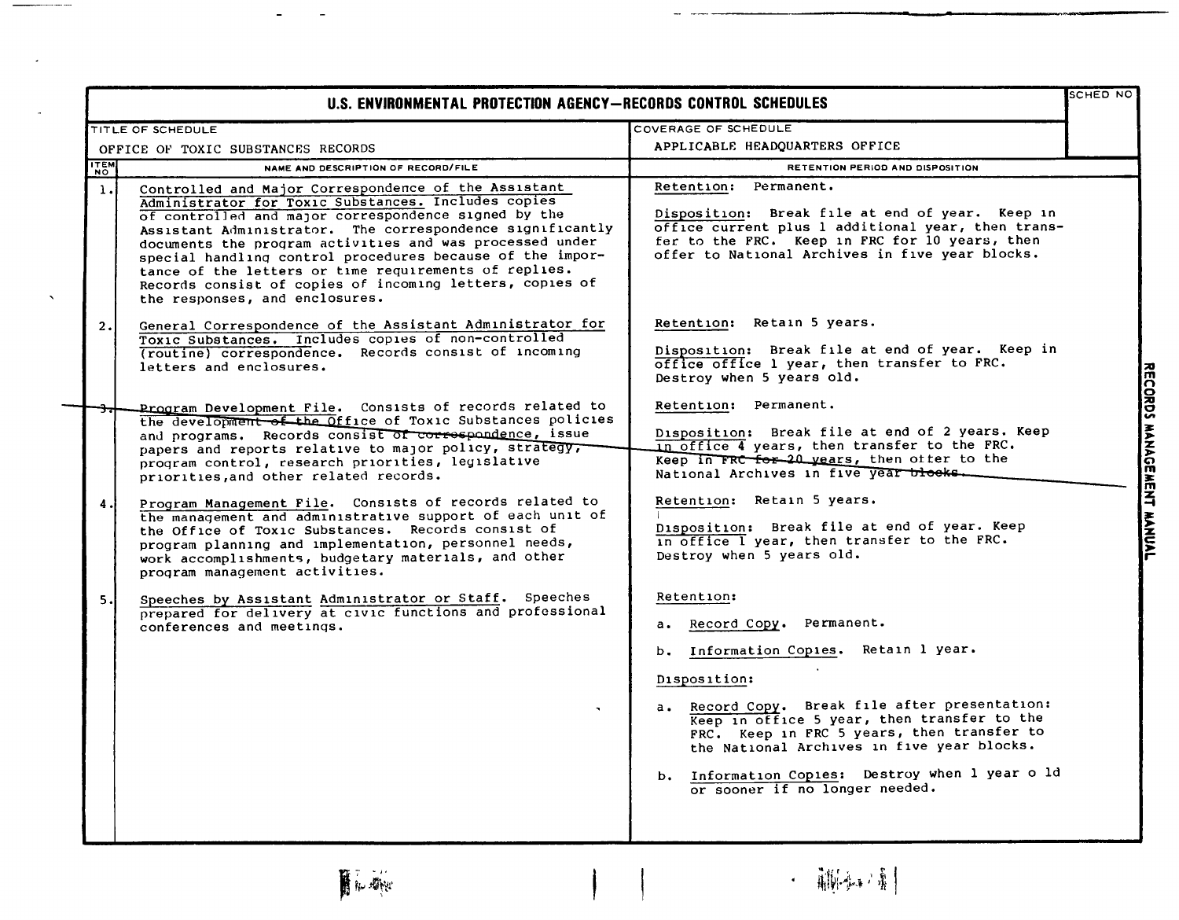# U.S. ENVIRONMENTAL PROTECTION AGENCY—RECORDS CONTROL SCHEDULES

| TITLE OF SCHEDULE | COVERAGE OF SCHEDULE | SCHED NO |
|---|---|---|
| OFFICE OF TOXIC SUBSTANCES RECORDS | APPLICABLE HEADQUARTERS OFFICE | |

| ITEM NO | NAME AND DESCRIPTION OF RECORD/FILE | RETENTION PERIOD AND DISPOSITION |
|---|---|---|
| 1. | Controlled and Major Correspondence of the Assistant Administrator for Toxic Substances. Includes copies of controlled and major correspondence signed by the Assistant Administrator. The correspondence significantly documents the program activities and was processed under special handling control procedures because of the importance of the letters or time requirements of replies. Records consist of copies of incoming letters, copies of the responses, and enclosures. | Retention: Permanent.<br><br>Disposition: Break file at end of year. Keep in office current plus 1 additional year, then transfer to the FRC. Keep in FRC for 10 years, then offer to National Archives in five year blocks. |
| 2. | General Correspondence of the Assistant Administrator for Toxic Substances. Includes copies of non-controlled (routine) correspondence. Records consist of incoming letters and enclosures. | Retention: Retain 5 years.<br><br>Disposition: Break file at end of year. Keep in office office 1 year, then transfer to FRC. Destroy when 5 years old. |
| ~~3.~~ | ~~Program Development File. Consists of records related to the development of the Office of Toxic Substances policies and programs. Records consist of correspondence, issue papers and reports relative to major policy, strategy, program control, research priorities, legislative priorities, and other related records.~~ | ~~Retention: Permanent.~~<br><br>~~Disposition: Break file at end of 2 years. Keep in office 4 years, then transfer to the FRC. Keep in FRC for 20 years, then offer to the National Archives in five year blocks.~~ |
| 4. | Program Management File. Consists of records related to the management and administrative support of each unit of the Office of Toxic Substances. Records consist of program planning and implementation, personnel needs, work accomplishments, budgetary materials, and other program management activities. | Retention: Retain 5 years.<br><br>Disposition: Break file at end of year. Keep in office 1 year, then transfer to the FRC. Destroy when 5 years old. |
| 5. | Speeches by Assistant Administrator or Staff. Speeches prepared for delivery at civic functions and professional conferences and meetings. | Retention:<br><br>a. Record Copy. Permanent.<br><br>b. Information Copies. Retain 1 year.<br><br>Disposition:<br><br>a. Record Copy. Break file after presentation: Keep in office 5 year, then transfer to the FRC. Keep in FRC 5 years, then transfer to the National Archives in five year blocks.<br><br>b. Information Copies: Destroy when 1 year old or sooner if no longer needed. |

RECORDS MANAGEMENT MANUAL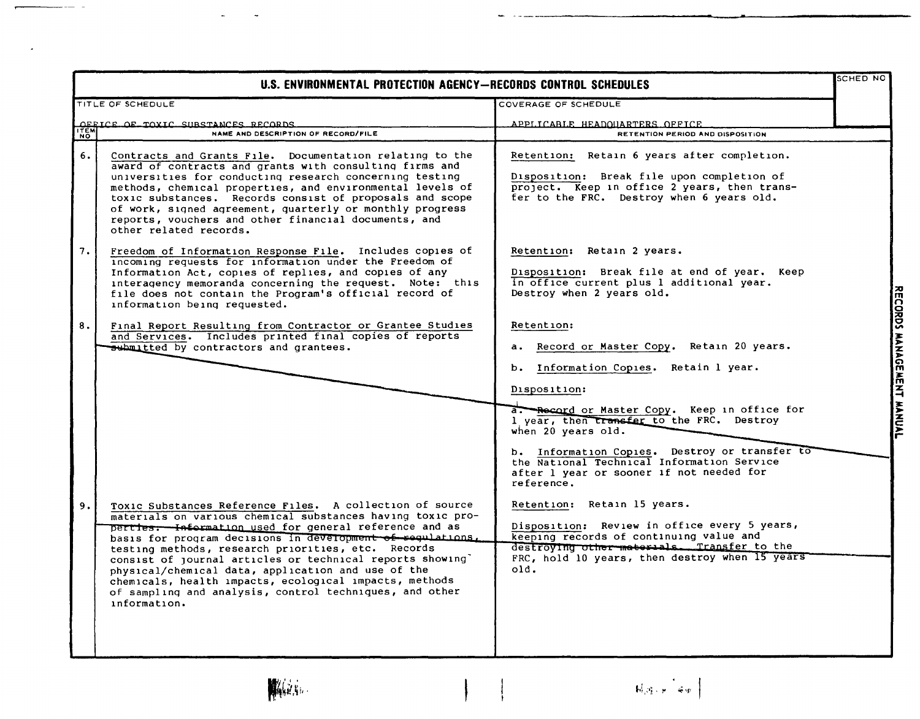# U.S. ENVIRONMENTAL PROTECTION AGENCY—RECORDS CONTROL SCHEDULES

SCHED NO

TITLE OF SCHEDULE: OFFICE OF TOXIC SUBSTANCES RECORDS

COVERAGE OF SCHEDULE: APPLICABLE HEADQUARTERS OFFICE

| ITEM NO | NAME AND DESCRIPTION OF RECORD/FILE | RETENTION PERIOD AND DISPOSITION |
|---|---|---|
| 6. | Contracts and Grants File. Documentation relating to the award of contracts and grants with consulting firms and universities for conducting research concerning testing methods, chemical properties, and environmental levels of toxic substances. Records consist of proposals and scope of work, signed agreement, quarterly or monthly progress reports, vouchers and other financial documents, and other related records. | Retention: Retain 6 years after completion.<br><br>Disposition: Break file upon completion of project. Keep in office 2 years, then transfer to the FRC. Destroy when 6 years old. |
| 7. | Freedom of Information Response File. Includes copies of incoming requests for information under the Freedom of Information Act, copies of replies, and copies of any interagency memoranda concerning the request. Note: this file does not contain the Program's official record of information being requested. | Retention: Retain 2 years.<br><br>Disposition: Break file at end of year. Keep in office current plus 1 additional year. Destroy when 2 years old. |
| 8. | Final Report Resulting from Contractor or Grantee Studies and Services. Includes printed final copies of reports submitted by contractors and grantees. | Retention:<br><br>a. Record or Master Copy. Retain 20 years.<br><br>b. Information Copies. Retain 1 year.<br><br>Disposition:<br><br>a. Record or Master Copy. Keep in office for 1 year, then transfer to the FRC. Destroy when 20 years old.<br><br>b. Information Copies. Destroy or transfer to the National Technical Information Service after 1 year or sooner if not needed for reference. |
| 9. | Toxic Substances Reference Files. A collection of source materials on various chemical substances having toxic properties. Information used for general reference and as basis for program decisions in development of regulations, testing methods, research priorities, etc. Records consist of journal articles or technical reports showing physical/chemical data, application and use of the chemicals, health impacts, ecological impacts, methods of sampling and analysis, control techniques, and other information. | Retention: Retain 15 years.<br><br>Disposition: Review in office every 5 years, keeping records of continuing value and destroying other materials. Transfer to the FRC, hold 10 years, then destroy when 15 years old. |

RECORDS MANAGEMENT MANUAL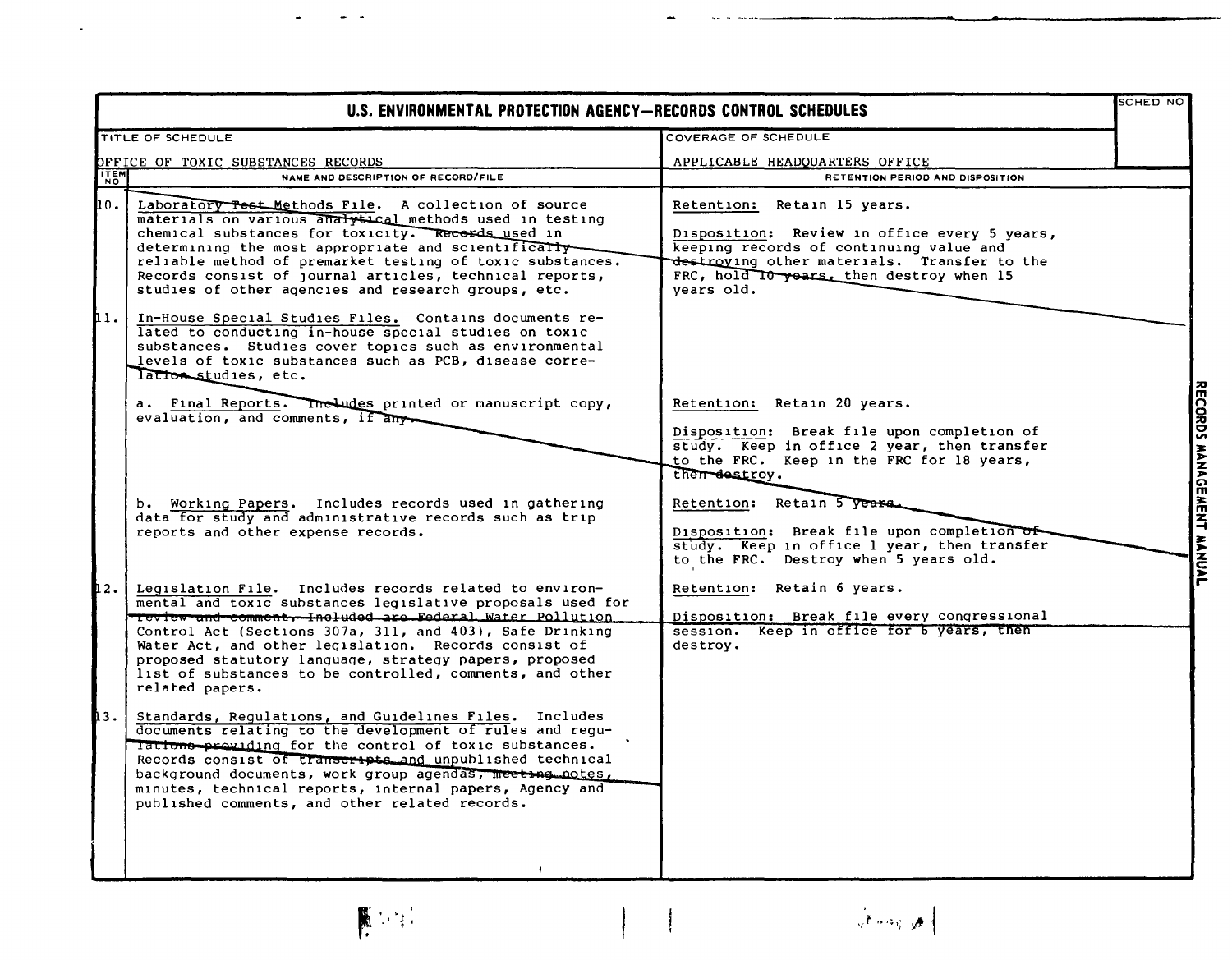# U.S. ENVIRONMENTAL PROTECTION AGENCY—RECORDS CONTROL SCHEDULES

| TITLE OF SCHEDULE | COVERAGE OF SCHEDULE | SCHED NO |
|---|---|---|
| OFFICE OF TOXIC SUBSTANCES RECORDS | APPLICABLE HEADQUARTERS OFFICE | |

| ITEM NO | NAME AND DESCRIPTION OF RECORD/FILE | RETENTION PERIOD AND DISPOSITION |
|---|---|---|
| 10. | Laboratory Test Methods File. A collection of source materials on various analytical methods used in testing chemical substances for toxicity. Records used in determining the most appropriate and scientifically reliable method of premarket testing of toxic substances. Records consist of journal articles, technical reports, studies of other agencies and research groups, etc. | Retention: Retain 15 years.<br><br>Disposition: Review in office every 5 years, keeping records of continuing value and destroying other materials. Transfer to the FRC, hold 10 years, then destroy when 15 years old. |
| 11. | In-House Special Studies Files. Contains documents related to conducting in-house special studies on toxic substances. Studies cover topics such as environmental levels of toxic substances such as PCB, disease correlation studies, etc. | |
| | a. Final Reports. Includes printed or manuscript copy, evaluation, and comments, if any. | Retention: Retain 20 years.<br><br>Disposition: Break file upon completion of study. Keep in office 2 year, then transfer to the FRC. Keep in the FRC for 18 years, then destroy. |
| | b. Working Papers. Includes records used in gathering data for study and administrative records such as trip reports and other expense records. | Retention: Retain 5 years.<br><br>Disposition: Break file upon completion of study. Keep in office 1 year, then transfer to the FRC. Destroy when 5 years old. |
| 12. | Legislation File. Includes records related to environmental and toxic substances legislative proposals used for review and comment. Included are Federal Water Pollution Control Act (Sections 307a, 311, and 403), Safe Drinking Water Act, and other legislation. Records consist of proposed statutory language, strategy papers, proposed list of substances to be controlled, comments, and other related papers. | Retention: Retain 6 years.<br><br>Disposition: Break file every congressional session. Keep in office for 6 years, then destroy. |
| 13. | Standards, Regulations, and Guidelines Files. Includes documents relating to the development of rules and regulations providing for the control of toxic substances. Records consist of transcripts and unpublished technical background documents, work group agendas, meeting notes, minutes, technical reports, internal papers, Agency and published comments, and other related records. | |

RECORDS MANAGEMENT MANUAL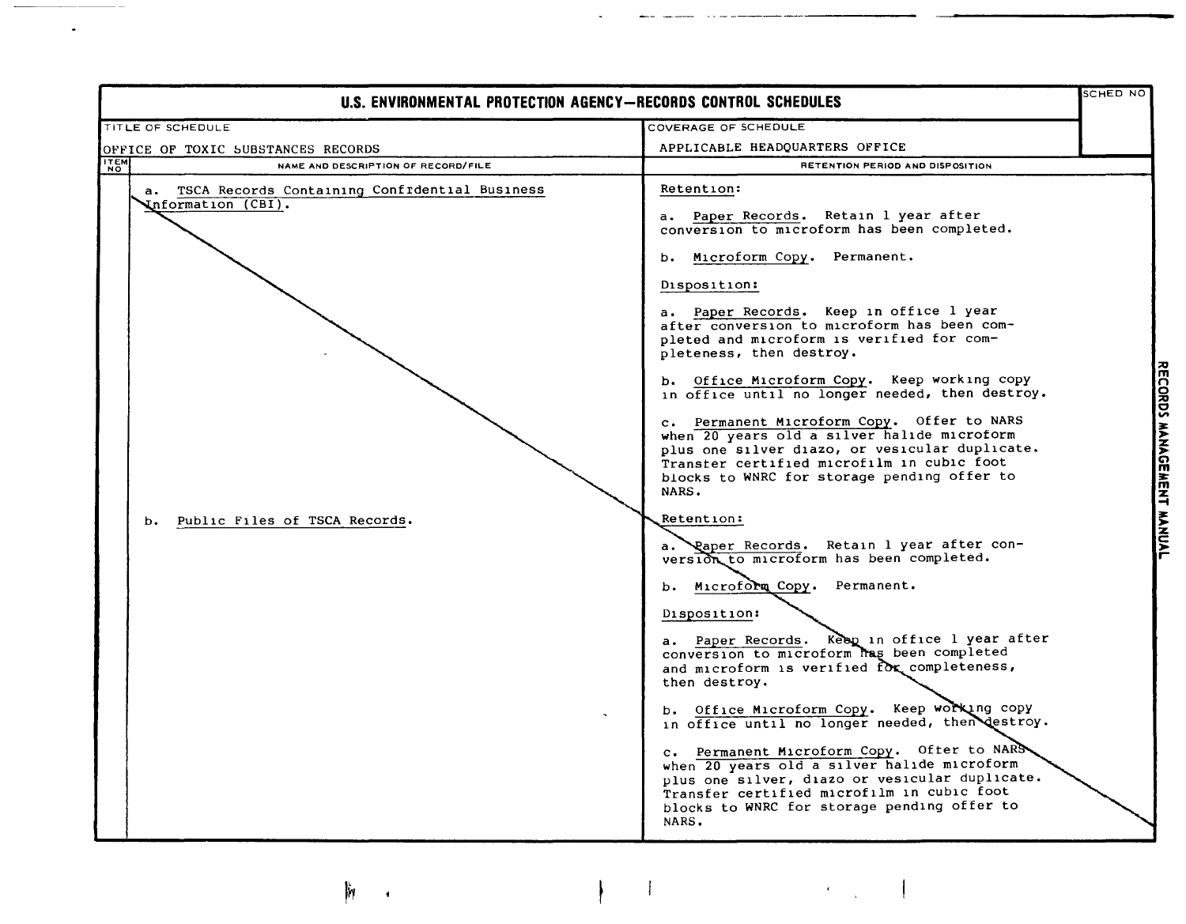# U.S. ENVIRONMENTAL PROTECTION AGENCY—RECORDS CONTROL SCHEDULES

| TITLE OF SCHEDULE | COVERAGE OF SCHEDULE | SCHED NO |
|---|---|---|
| OFFICE OF TOXIC SUBSTANCES RECORDS | APPLICABLE HEADQUARTERS OFFICE | |

| ITEM NO | NAME AND DESCRIPTION OF RECORD/FILE | RETENTION PERIOD AND DISPOSITION |
|---|---|---|
| | a. TSCA Records Containing Confidential Business Information (CBI). | **Retention:**<br><br>a. Paper Records. Retain 1 year after conversion to microform has been completed.<br><br>b. Microform Copy. Permanent.<br><br>**Disposition:**<br><br>a. Paper Records. Keep in office 1 year after conversion to microform has been completed and microform is verified for completeness, then destroy.<br><br>b. Office Microform Copy. Keep working copy in office until no longer needed, then destroy.<br><br>c. Permanent Microform Copy. Offer to NARS when 20 years old a silver halide microform plus one silver diazo, or vesicular duplicate. Transfer certified microfilm in cubic foot blocks to WNRC for storage pending offer to NARS. |
| | b. Public Files of TSCA Records. | **Retention:**<br><br>a. Paper Records. Retain 1 year after conversion to microform has been completed.<br><br>b. Microform Copy. Permanent.<br><br>**Disposition:**<br><br>a. Paper Records. Keep in office 1 year after conversion to microform has been completed and microform is verified for completeness, then destroy.<br><br>b. Office Microform Copy. Keep working copy in office until no longer needed, then destroy.<br><br>c. Permanent Microform Copy. Offer to NARS when 20 years old a silver halide microform plus one silver, diazo or vesicular duplicate. Transfer certified microfilm in cubic foot blocks to WNRC for storage pending offer to NARS. |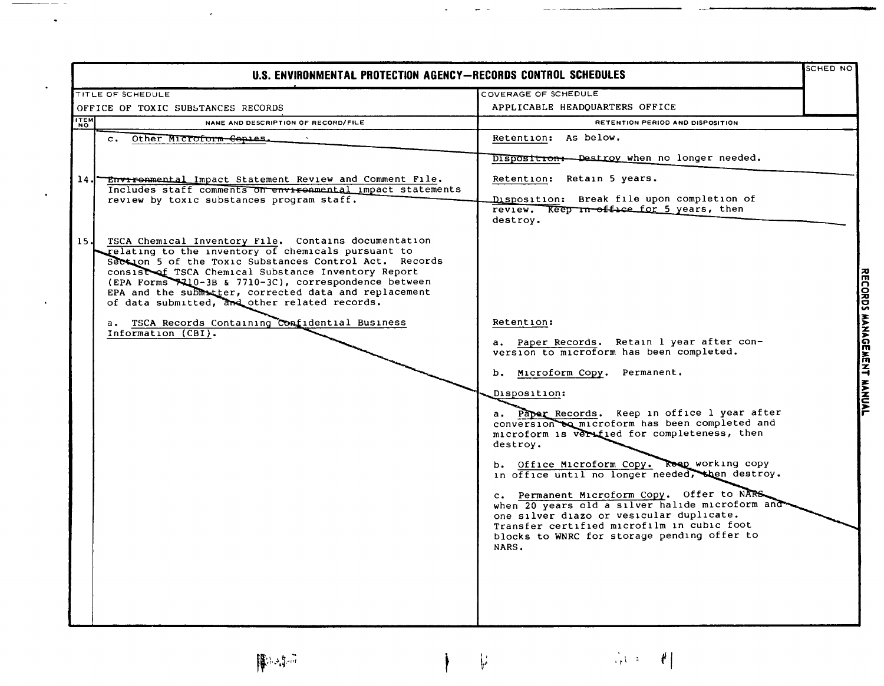# U.S. ENVIRONMENTAL PROTECTION AGENCY—RECORDS CONTROL SCHEDULES

| TITLE OF SCHEDULE | COVERAGE OF SCHEDULE | SCHED NO |
|---|---|---|
| OFFICE OF TOXIC SUBSTANCES RECORDS | APPLICABLE HEADQUARTERS OFFICE | |

| ITEM NO | NAME AND DESCRIPTION OF RECORD/FILE | RETENTION PERIOD AND DISPOSITION |
|---|---|---|
| | c. Other Microform Copies. | Retention: As below.<br><br>Disposition: Destroy when no longer needed. |
| 14. | Environmental Impact Statement Review and Comment File. Includes staff comments on environmental impact statements review by toxic substances program staff. | Retention: Retain 5 years.<br><br>Disposition: Break file upon completion of review. Keep in office for 5 years, then destroy. |
| 15. | TSCA Chemical Inventory File. Contains documentation relating to the inventory of chemicals pursuant to Section 5 of the Toxic Substances Control Act. Records consist of TSCA Chemical Substance Inventory Report (EPA Forms 7710-3B & 7710-3C), correspondence between EPA and the submitter, corrected data and replacement of data submitted, and other related records.<br><br>a. TSCA Records Containing Confidential Business Information (CBI). | Retention:<br><br>a. Paper Records. Retain 1 year after conversion to microform has been completed.<br><br>b. Microform Copy. Permanent.<br><br>Disposition:<br><br>a. Paper Records. Keep in office 1 year after conversion to microform has been completed and microform is verified for completeness, then destroy.<br><br>b. Office Microform Copy. Keep working copy in office until no longer needed, then destroy.<br><br>c. Permanent Microform Copy. Offer to NARS when 20 years old a silver halide microform and one silver diazo or vesicular duplicate. Transfer certified microfilm in cubic foot blocks to WNRC for storage pending offer to NARS. |

RECORDS MANAGEMENT MANUAL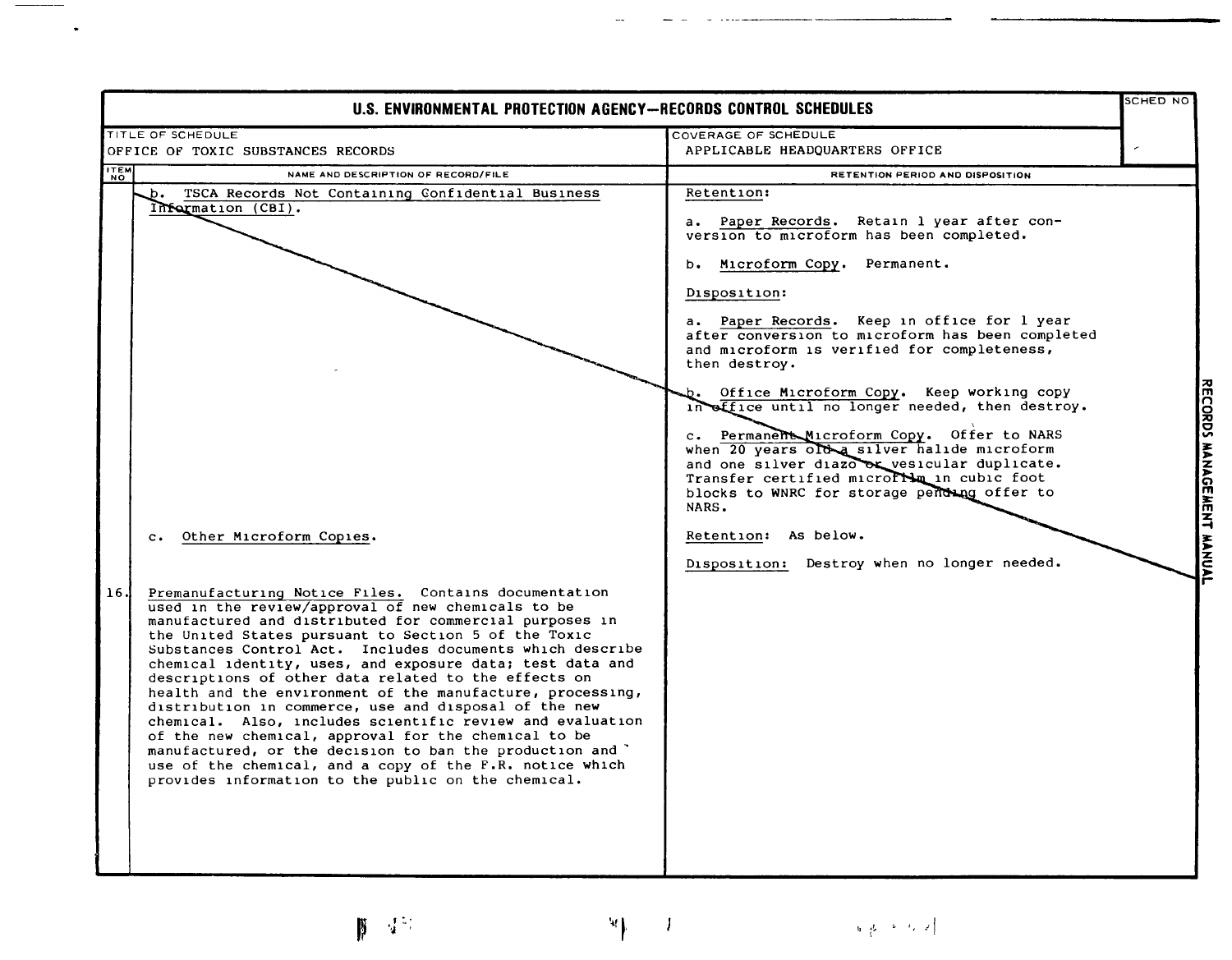# U.S. ENVIRONMENTAL PROTECTION AGENCY—RECORDS CONTROL SCHEDULES

| TITLE OF SCHEDULE | COVERAGE OF SCHEDULE | SCHED NO |
| --- | --- | --- |
| OFFICE OF TOXIC SUBSTANCES RECORDS | APPLICABLE HEADQUARTERS OFFICE | |

| ITEM NO | NAME AND DESCRIPTION OF RECORD/FILE | RETENTION PERIOD AND DISPOSITION |
| --- | --- | --- |
| | b. TSCA Records Not Containing Confidential Business Information (CBI). | Retention:<br><br>a. Paper Records. Retain 1 year after conversion to microform has been completed.<br><br>b. Microform Copy. Permanent.<br><br>Disposition:<br><br>a. Paper Records. Keep in office for 1 year after conversion to microform has been completed and microform is verified for completeness, then destroy.<br><br>b. Office Microform Copy. Keep working copy in office until no longer needed, then destroy.<br><br>c. Permanent Microform Copy. Offer to NARS when 20 years old a silver halide microform and one silver diazo or vesicular duplicate. Transfer certified microfilm in cubic foot blocks to WNRC for storage pending offer to NARS. |
| | c. Other Microform Copies. | Retention: As below.<br><br>Disposition: Destroy when no longer needed. |
| 16. | Premanufacturing Notice Files. Contains documentation used in the review/approval of new chemicals to be manufactured and distributed for commercial purposes in the United States pursuant to Section 5 of the Toxic Substances Control Act. Includes documents which describe chemical identity, uses, and exposure data; test data and descriptions of other data related to the effects on health and the environment of the manufacture, processing, distribution in commerce, use and disposal of the new chemical. Also, includes scientific review and evaluation of the new chemical, approval for the chemical to be manufactured, or the decision to ban the production and use of the chemical, and a copy of the F.R. notice which provides information to the public on the chemical. | |

RECORDS MANAGEMENT MANUAL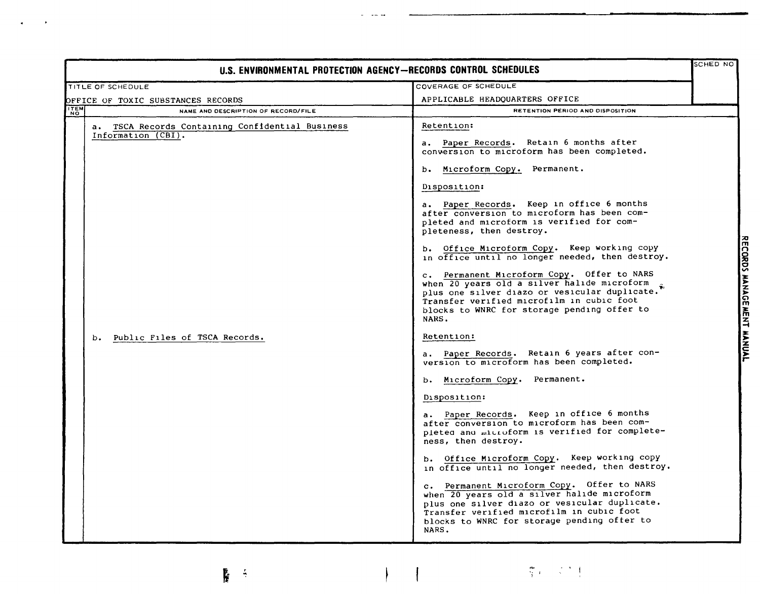# U.S. ENVIRONMENTAL PROTECTION AGENCY—RECORDS CONTROL SCHEDULES

| TITLE OF SCHEDULE | COVERAGE OF SCHEDULE | SCHED NO |
|---|---|---|
| OFFICE OF TOXIC SUBSTANCES RECORDS | APPLICABLE HEADQUARTERS OFFICE | |

| ITEM NO | NAME AND DESCRIPTION OF RECORD/FILE | RETENTION PERIOD AND DISPOSITION |
|---|---|---|
| | a. TSCA Records Containing Confidential Business Information (CBI). | Retention:<br><br>a. Paper Records. Retain 6 months after conversion to microform has been completed.<br><br>b. Microform Copy. Permanent.<br><br>Disposition:<br><br>a. Paper Records. Keep in office 6 months after conversion to microform has been completed and microform is verified for completeness, then destroy.<br><br>b. Office Microform Copy. Keep working copy in office until no longer needed, then destroy.<br><br>c. Permanent Microform Copy. Offer to NARS when 20 years old a silver halide microform plus one silver diazo or vesicular duplicate. Transfer verified microfilm in cubic foot blocks to WNRC for storage pending offer to NARS. |
| | b. Public Files of TSCA Records. | Retention:<br><br>a. Paper Records. Retain 6 years after conversion to microform has been completed.<br><br>b. Microform Copy. Permanent.<br><br>Disposition:<br><br>a. Paper Records. Keep in office 6 months after conversion to microform has been completed and microform is verified for completeness, then destroy.<br><br>b. Office Microform Copy. Keep working copy in office until no longer needed, then destroy.<br><br>c. Permanent Microform Copy. Offer to NARS when 20 years old a silver halide microform plus one silver diazo or vesicular duplicate. Transfer verified microfilm in cubic foot blocks to WNRC for storage pending offer to NARS. |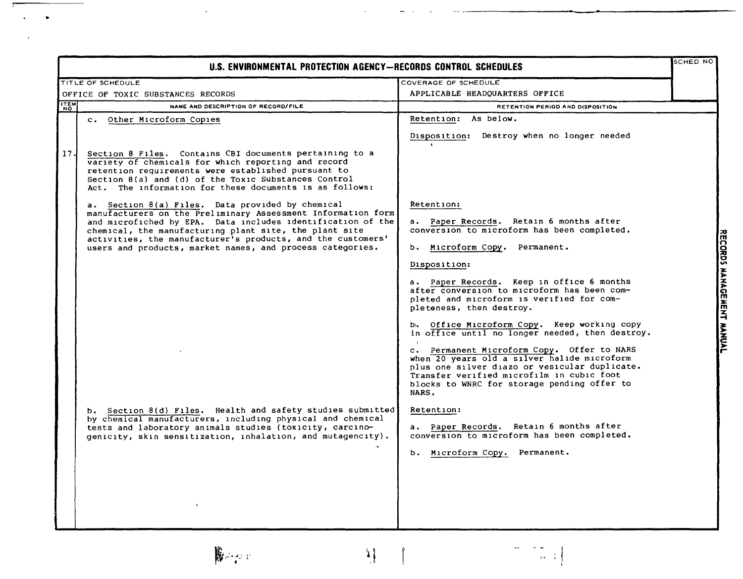# U.S. ENVIRONMENTAL PROTECTION AGENCY—RECORDS CONTROL SCHEDULES

| TITLE OF SCHEDULE | COVERAGE OF SCHEDULE | SCHED NO |
|---|---|---|
| OFFICE OF TOXIC SUBSTANCES RECORDS | APPLICABLE HEADQUARTERS OFFICE | |

| ITEM NO | NAME AND DESCRIPTION OF RECORD/FILE | RETENTION PERIOD AND DISPOSITION |
|---|---|---|
| | c. Other Microform Copies | Retention: As below.<br><br>Disposition: Destroy when no longer needed |
| 17. | Section 8 Files. Contains CBI documents pertaining to a variety of chemicals for which reporting and record retention requirements were established pursuant to Section 8(a) and (d) of the Toxic Substances Control Act. The information for these documents is as follows: | |
| | a. Section 8(a) Files. Data provided by chemical manufacturers on the Preliminary Assessment Information form and microfiched by EPA. Data includes identification of the chemical, the manufacturing plant site, the plant site activities, the manufacturer's products, and the customers' users and products, market names, and process categories. | Retention:<br><br>a. Paper Records. Retain 6 months after conversion to microform has been completed.<br><br>b. Microform Copy. Permanent.<br><br>Disposition:<br><br>a. Paper Records. Keep in office 6 months after conversion to microform has been completed and microform is verified for completeness, then destroy.<br><br>b. Office Microform Copy. Keep working copy in office until no longer needed, then destroy.<br><br>c. Permanent Microform Copy. Offer to NARS when 20 years old a silver halide microform plus one silver diazo or vesicular duplicate. Transfer verified microfilm in cubic foot blocks to WNRC for storage pending offer to NARS. |
| | b. Section 8(d) Files. Health and safety studies submitted by chemical manufacturers, including physical and chemical tests and laboratory animals studies (toxicity, carcinogenicity, skin sensitization, inhalation, and mutagencity). | Retention:<br><br>a. Paper Records. Retain 6 months after conversion to microform has been completed.<br><br>b. Microform Copy. Permanent. |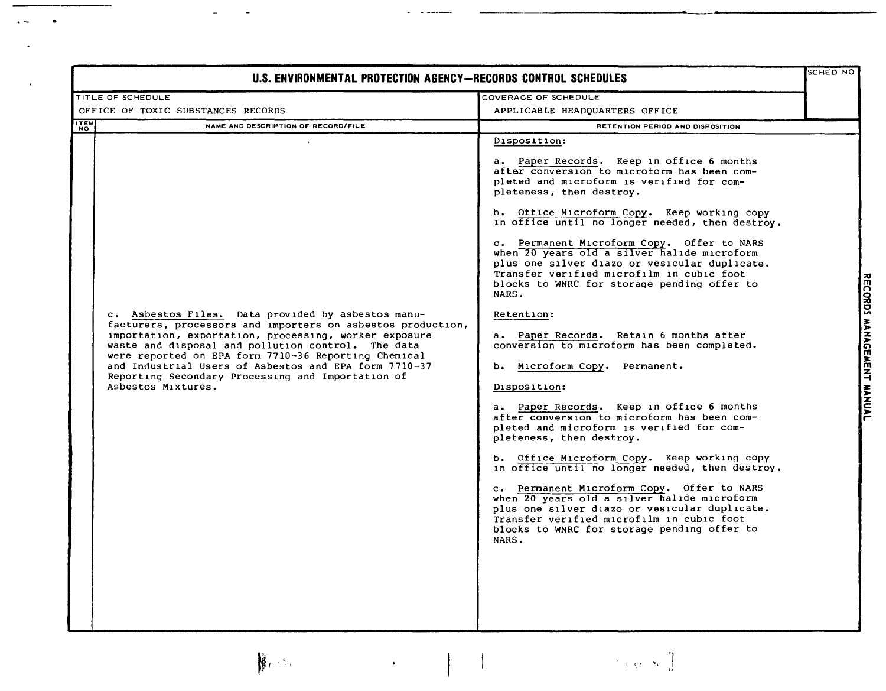# U.S. ENVIRONMENTAL PROTECTION AGENCY—RECORDS CONTROL SCHEDULES

| TITLE OF SCHEDULE | COVERAGE OF SCHEDULE | SCHED NO |
| --- | --- | --- |
| OFFICE OF TOXIC SUBSTANCES RECORDS | APPLICABLE HEADQUARTERS OFFICE | |

| ITEM NO | NAME AND DESCRIPTION OF RECORD/FILE | RETENTION PERIOD AND DISPOSITION |
| --- | --- | --- |
| | | Disposition:<br><br>a. Paper Records. Keep in office 6 months after conversion to microform has been completed and microform is verified for completeness, then destroy.<br><br>b. Office Microform Copy. Keep working copy in office until no longer needed, then destroy.<br><br>c. Permanent Microform Copy. Offer to NARS when 20 years old a silver halide microform plus one silver diazo or vesicular duplicate. Transfer verified microfilm in cubic foot blocks to WNRC for storage pending offer to NARS. |
| | c. Asbestos Files. Data provided by asbestos manufacturers, processors and importers on asbestos production, importation, exportation, processing, worker exposure waste and disposal and pollution control. The data were reported on EPA form 7710-36 Reporting Chemical and Industrial Users of Asbestos and EPA form 7710-37 Reporting Secondary Processing and Importation of Asbestos Mixtures. | Retention:<br><br>a. Paper Records. Retain 6 months after conversion to microform has been completed.<br><br>b. Microform Copy. Permanent.<br><br>Disposition:<br><br>a. Paper Records. Keep in office 6 months after conversion to microform has been completed and microform is verified for completeness, then destroy.<br><br>b. Office Microform Copy. Keep working copy in office until no longer needed, then destroy.<br><br>c. Permanent Microform Copy. Offer to NARS when 20 years old a silver halide microform plus one silver diazo or vesicular duplicate. Transfer verified microfilm in cubic foot blocks to WNRC for storage pending offer to NARS. |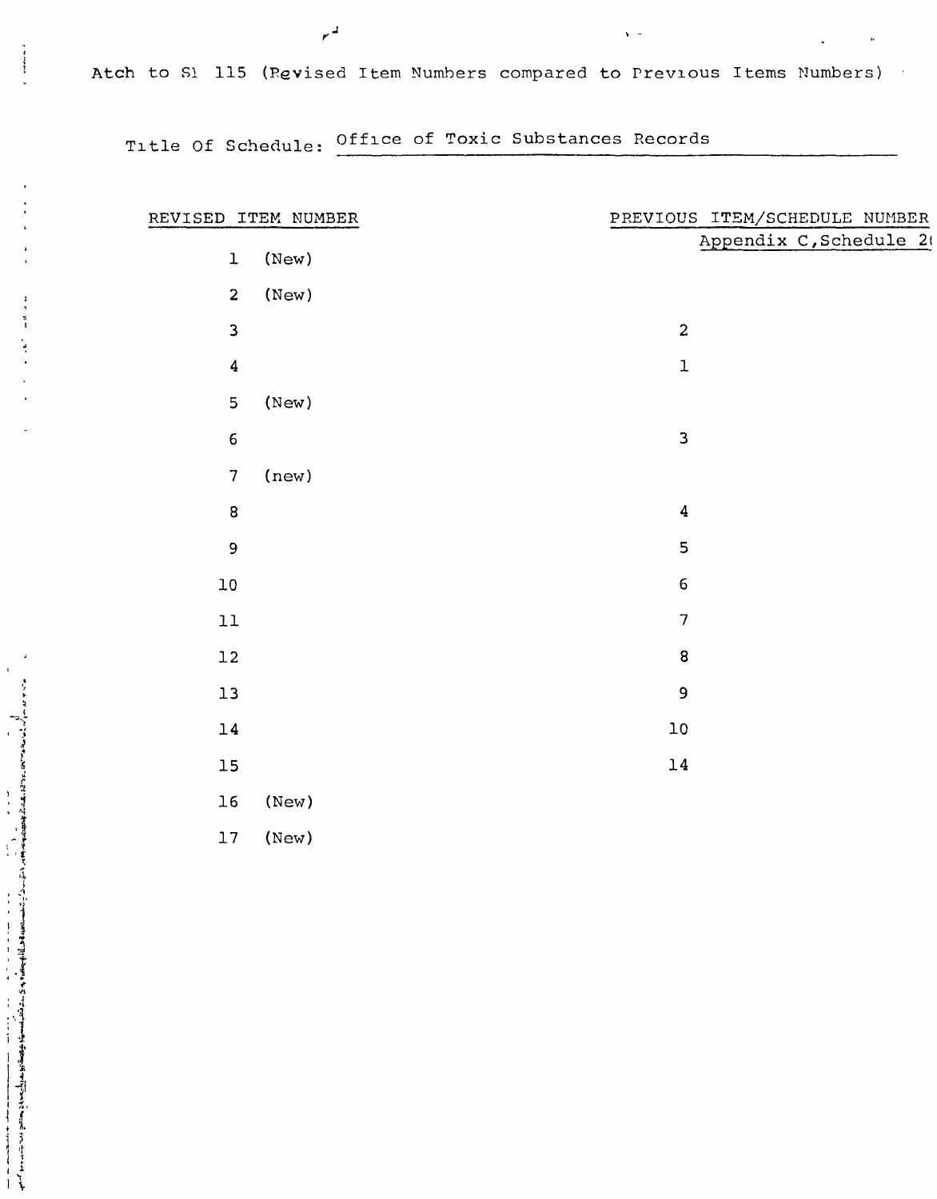Atch to SI 115 (Revised Item Numbers compared to Previous Items Numbers)

Title Of Schedule: Office of Toxic Substances Records

| REVISED ITEM NUMBER | PREVIOUS ITEM/SCHEDULE NUMBER Appendix C,Schedule 2( |
| --- | --- |
| 1 (New) | |
| 2 (New) | |
| 3 | 2 |
| 4 | 1 |
| 5 (New) | |
| 6 | 3 |
| 7 (new) | |
| 8 | 4 |
| 9 | 5 |
| 10 | 6 |
| 11 | 7 |
| 12 | 8 |
| 13 | 9 |
| 14 | 10 |
| 15 | 14 |
| 16 (New) | |
| 17 (New) | |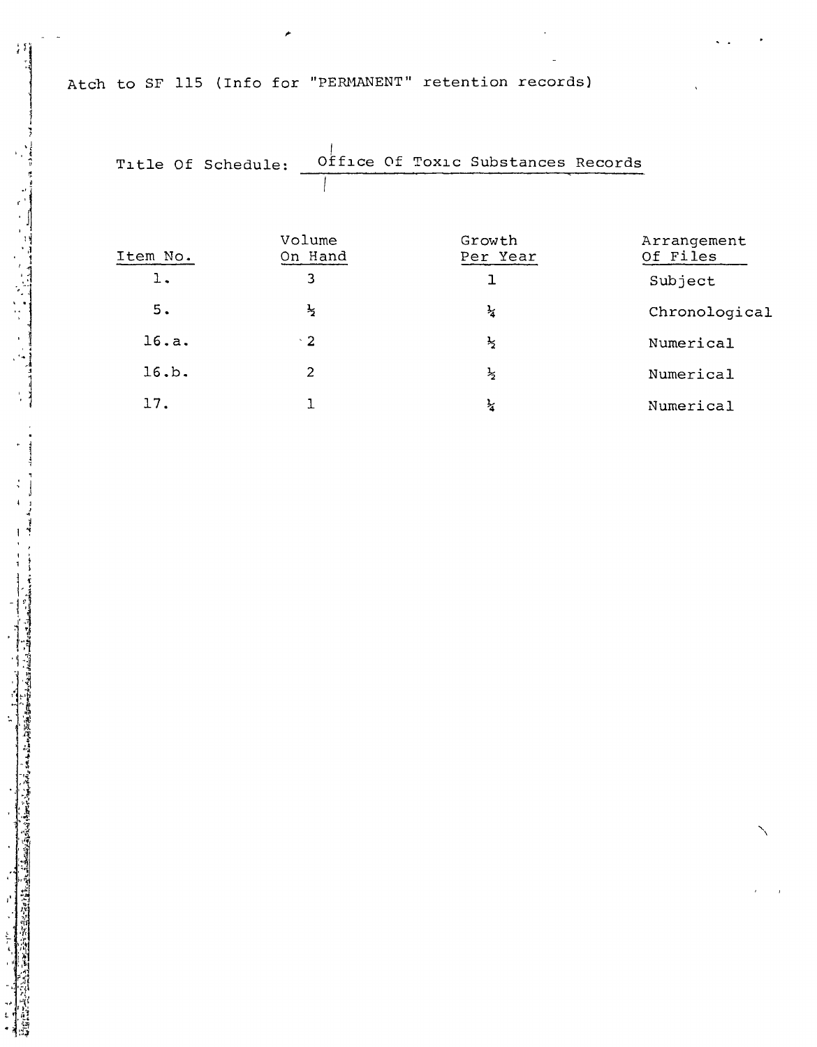Atch to SF 115 (Info for "PERMANENT" retention records)

Title Of Schedule: Office Of Toxic Substances Records

| Item No. | Volume On Hand | Growth Per Year | Arrangement Of Files |
| --- | --- | --- | --- |
| 1. | 3 | 1 | Subject |
| 5. | ½ | ¼ | Chronological |
| 16.a. | 2 | ½ | Numerical |
| 16.b. | 2 | ½ | Numerical |
| 17. | 1 | ¼ | Numerical |